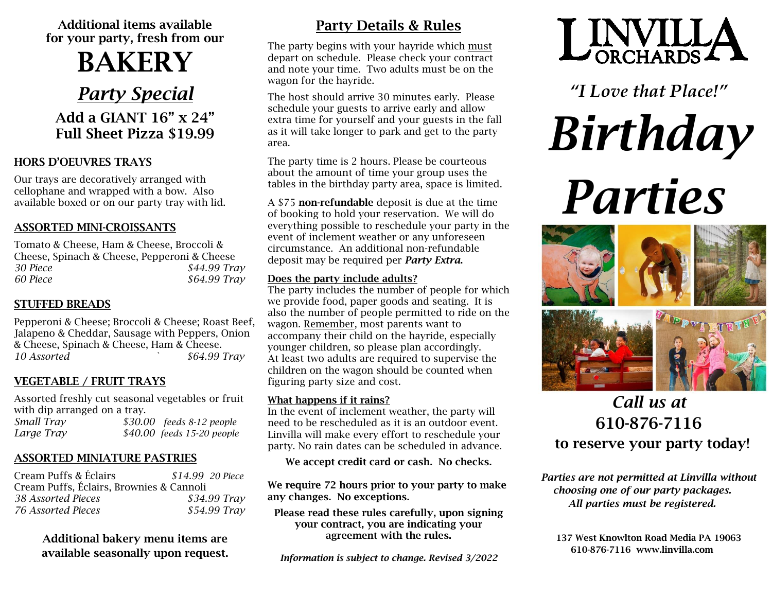Additional items available for your party, fresh from our

# BAKERY

## *Party Special*

**Add a GIANT 16" x 24" Full Sheet Pizza $19.99**

### HORS D'OEUVRES TRAYS

Our trays are decoratively arranged with cellophane and wrapped with a bow. Also available boxed or on our party tray with lid.

### ASSORTED MINI-CROISSANTS

Tomato & Cheese, Ham & Cheese, Broccoli & Cheese, Spinach & Cheese, Pepperoni & Cheese

| | |
|---|---|
| *30 Piece* | *$44.99 Tray* |
| *60 Piece* | *$64.99 Tray* |

### STUFFED BREADS

Pepperoni & Cheese; Broccoli & Cheese; Roast Beef, Jalapeno & Cheddar, Sausage with Peppers, Onion & Cheese, Spinach & Cheese, Ham & Cheese.

| | |
|---|---|
| *10 Assorted* | *$64.99 Tray* |

### VEGETABLE / FRUIT TRAYS

Assorted freshly cut seasonal vegetables or fruit with dip arranged on a tray.

| | | |
|---|---|---|
| *Small Tray* | *$30.00* | *feeds 8-12 people* |
| *Large Tray* | *$40.00* | *feeds 15-20 people* |

### ASSORTED MINIATURE PASTRIES

| | |
|---|---|
| Cream Puffs & Éclairs | *$14.99 20 Piece* |
| Cream Puffs, Éclairs, Brownies & Cannoli | |
| *38 Assorted Pieces* | *$34.99 Tray* |
| *76 Assorted Pieces* | *$54.99 Tray* |

**Additional bakery menu items are available seasonally upon request.**

## Party Details & Rules

The party begins with your hayride which must depart on schedule. Please check your contract and note your time. Two adults must be on the wagon for the hayride.

The host should arrive 30 minutes early. Please schedule your guests to arrive early and allow extra time for yourself and your guests in the fall as it will take longer to park and get to the party area.

The party time is 2 hours. Please be courteous about the amount of time your group uses the tables in the birthday party area, space is limited.

A $75 **non-refundable** deposit is due at the time of booking to hold your reservation. We will do everything possible to reschedule your party in the event of inclement weather or any unforeseen circumstance. An additional non-refundable deposit may be required per ***Party Extra.***

**Does the party include adults?**
The party includes the number of people for which we provide food, paper goods and seating. It is also the number of people permitted to ride on the wagon. Remember, most parents want to accompany their child on the hayride, especially younger children, so please plan accordingly. At least two adults are required to supervise the children on the wagon should be counted when figuring party size and cost.

**What happens if it rains?**
In the event of inclement weather, the party will need to be rescheduled as it is an outdoor event. Linvilla will make every effort to reschedule your party. No rain dates can be scheduled in advance.

**We accept credit card or cash. No checks.**

**We require 72 hours prior to your party to make any changes. No exceptions.**

**Please read these rules carefully, upon signing your contract, you are indicating your agreement with the rules.**

***Information is subject to change. Revised 3/2022***

# LINVILLA ORCHARDS

*"I Love that Place!"*

# *Birthday Parties*

## *Call us at* 610-876-7116 to reserve your party today!

***Parties are not permitted at Linvilla without choosing one of our party packages. All parties must be registered.***

**137 West Knowlton Road Media PA 19063**
**610-876-7116 www.linvilla.com**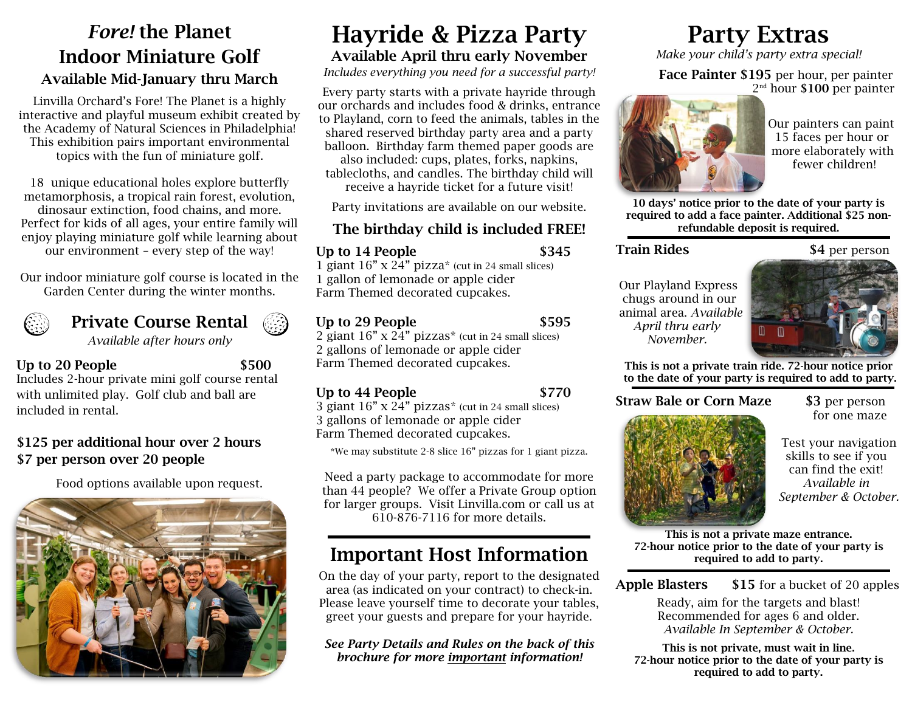# *Fore!* the Planet Indoor Miniature Golf

### Available Mid-January thru March

Linvilla Orchard's Fore! The Planet is a highly interactive and playful museum exhibit created by the Academy of Natural Sciences in Philadelphia! This exhibition pairs important environmental topics with the fun of miniature golf.

18 unique educational holes explore butterfly metamorphosis, a tropical rain forest, evolution, dinosaur extinction, food chains, and more. Perfect for kids of all ages, your entire family will enjoy playing miniature golf while learning about our environment – every step of the way!

Our indoor miniature golf course is located in the Garden Center during the winter months.

## Private Course Rental

*Available after hours only*

**Up to 20 People** **$500**

Includes 2-hour private mini golf course rental with unlimited play. Golf club and ball are included in rental.

**$125 per additional hour over 2 hours**
**$7 per person over 20 people**

Food options available upon request.

# Hayride & Pizza Party

### Available April thru early November

*Includes everything you need for a successful party!*

Every party starts with a private hayride through our orchards and includes food & drinks, entrance to Playland, corn to feed the animals, tables in the shared reserved birthday party area and a party balloon. Birthday farm themed paper goods are also included: cups, plates, forks, napkins, tablecloths, and candles. The birthday child will receive a hayride ticket for a future visit!

Party invitations are available on our website.

### The birthday child is included FREE!

**Up to 14 People** **$345**
1 giant 16" x 24" pizza* (cut in 24 small slices)
1 gallon of lemonade or apple cider
Farm Themed decorated cupcakes.

**Up to 29 People** **$595**
2 giant 16" x 24" pizzas* (cut in 24 small slices)
2 gallons of lemonade or apple cider
Farm Themed decorated cupcakes.

**Up to 44 People** **$770**
3 giant 16" x 24" pizzas* (cut in 24 small slices)
3 gallons of lemonade or apple cider
Farm Themed decorated cupcakes.

*We may substitute 2-8 slice 16" pizzas for 1 giant pizza.

Need a party package to accommodate for more than 44 people? We offer a Private Group option for larger groups. Visit Linvilla.com or call us at 610-876-7116 for more details.

## Important Host Information

On the day of your party, report to the designated area (as indicated on your contract) to check-in. Please leave yourself time to decorate your tables, greet your guests and prepare for your hayride.

***See Party Details and Rules on the back of this brochure for more important information!***

# Party Extras

*Make your child's party extra special!*

**Face Painter $195** per hour, per painter
2nd hour **$100** per painter

Our painters can paint 15 faces per hour or more elaborately with fewer children!

**10 days' notice prior to the date of your party is required to add a face painter. Additional $25 non-refundable deposit is required.**

**Train Rides** **$4** per person

Our Playland Express chugs around in our animal area. *Available April thru early November.*

**This is not a private train ride. 72-hour notice prior to the date of your party is required to add to party.**

**Straw Bale or Corn Maze** **$3** per person for one maze

Test your navigation skills to see if you can find the exit! *Available in September & October.*

**This is not a private maze entrance. 72-hour notice prior to the date of your party is required to add to party.**

**Apple Blasters** **$15** for a bucket of 20 apples

Ready, aim for the targets and blast! Recommended for ages 6 and older. *Available In September & October.*

**This is not private, must wait in line. 72-hour notice prior to the date of your party is required to add to party.**